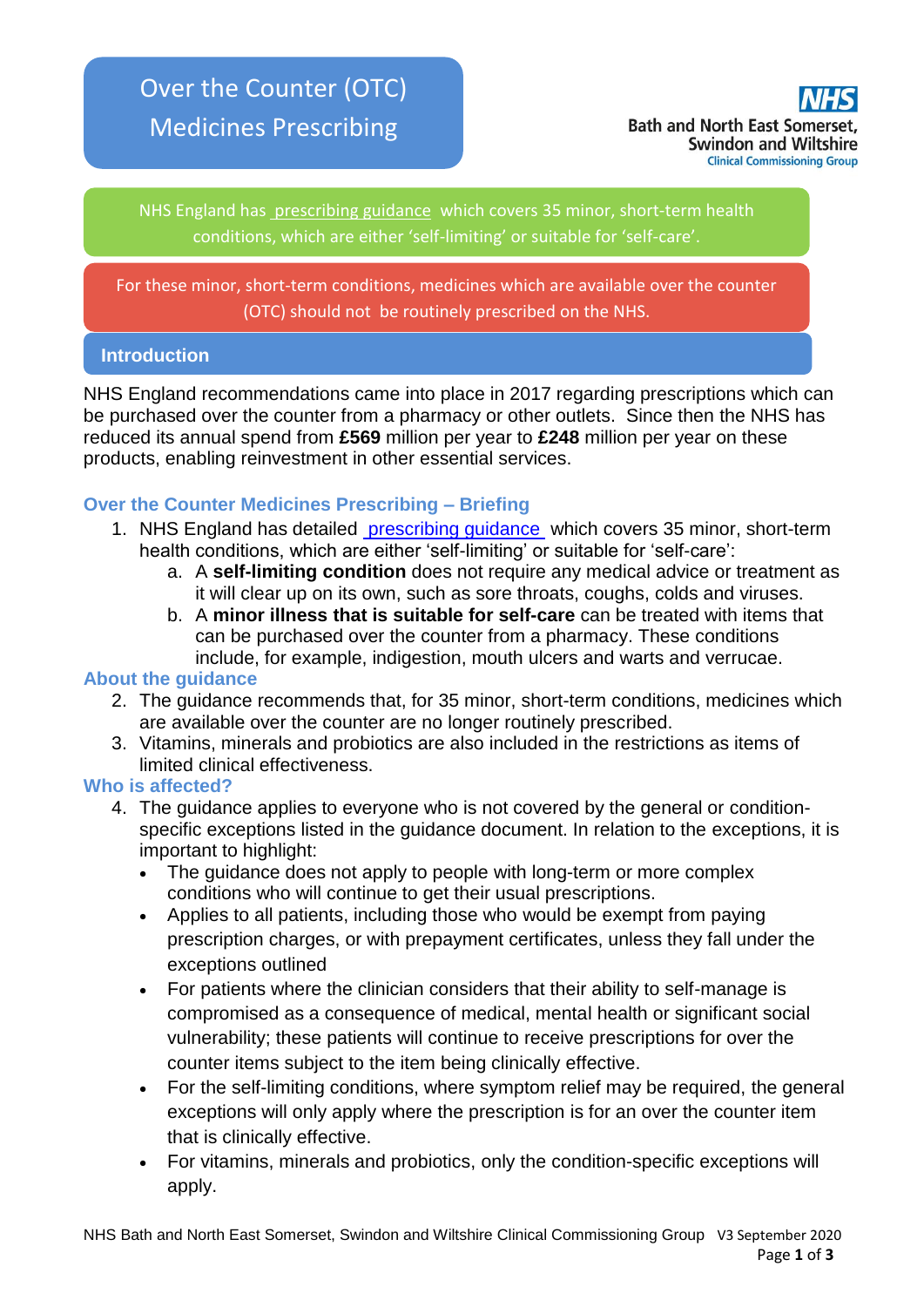# Over the Counter (OTC) Medicines Prescribing

**NHS Bath and North East Somerset, Swindon and Wiltshire Clinical Commissioning Group**

NHS England has prescribing guidance which covers 35 minor, short-term health conditions, which are either 'self-limiting' or suitable for 'self-care'.

For these minor, short-term conditions, medicines which are available over the counter (OTC) should not be routinely prescribed on the NHS.

## Introduction

NHS England recommendations came into place in 2017 regarding prescriptions which can be purchased over the counter from a pharmacy or other outlets. Since then the NHS has reduced its annual spend from **£569** million per year to **£248** million per year on these products, enabling reinvestment in other essential services.

### Over the Counter Medicines Prescribing – Briefing

1. NHS England has detailed prescribing guidance which covers 35 minor, short-term health conditions, which are either 'self-limiting' or suitable for 'self-care':
   a. A **self-limiting condition** does not require any medical advice or treatment as it will clear up on its own, such as sore throats, coughs, colds and viruses.
   b. A **minor illness that is suitable for self-care** can be treated with items that can be purchased over the counter from a pharmacy. These conditions include, for example, indigestion, mouth ulcers and warts and verrucae.

### About the guidance

2. The guidance recommends that, for 35 minor, short-term conditions, medicines which are available over the counter are no longer routinely prescribed.
3. Vitamins, minerals and probiotics are also included in the restrictions as items of limited clinical effectiveness.

### Who is affected?

4. The guidance applies to everyone who is not covered by the general or condition-specific exceptions listed in the guidance document. In relation to the exceptions, it is important to highlight:
   - The guidance does not apply to people with long-term or more complex conditions who will continue to get their usual prescriptions.
   - Applies to all patients, including those who would be exempt from paying prescription charges, or with prepayment certificates, unless they fall under the exceptions outlined
   - For patients where the clinician considers that their ability to self-manage is compromised as a consequence of medical, mental health or significant social vulnerability; these patients will continue to receive prescriptions for over the counter items subject to the item being clinically effective.
   - For the self-limiting conditions, where symptom relief may be required, the general exceptions will only apply where the prescription is for an over the counter item that is clinically effective.
   - For vitamins, minerals and probiotics, only the condition-specific exceptions will apply.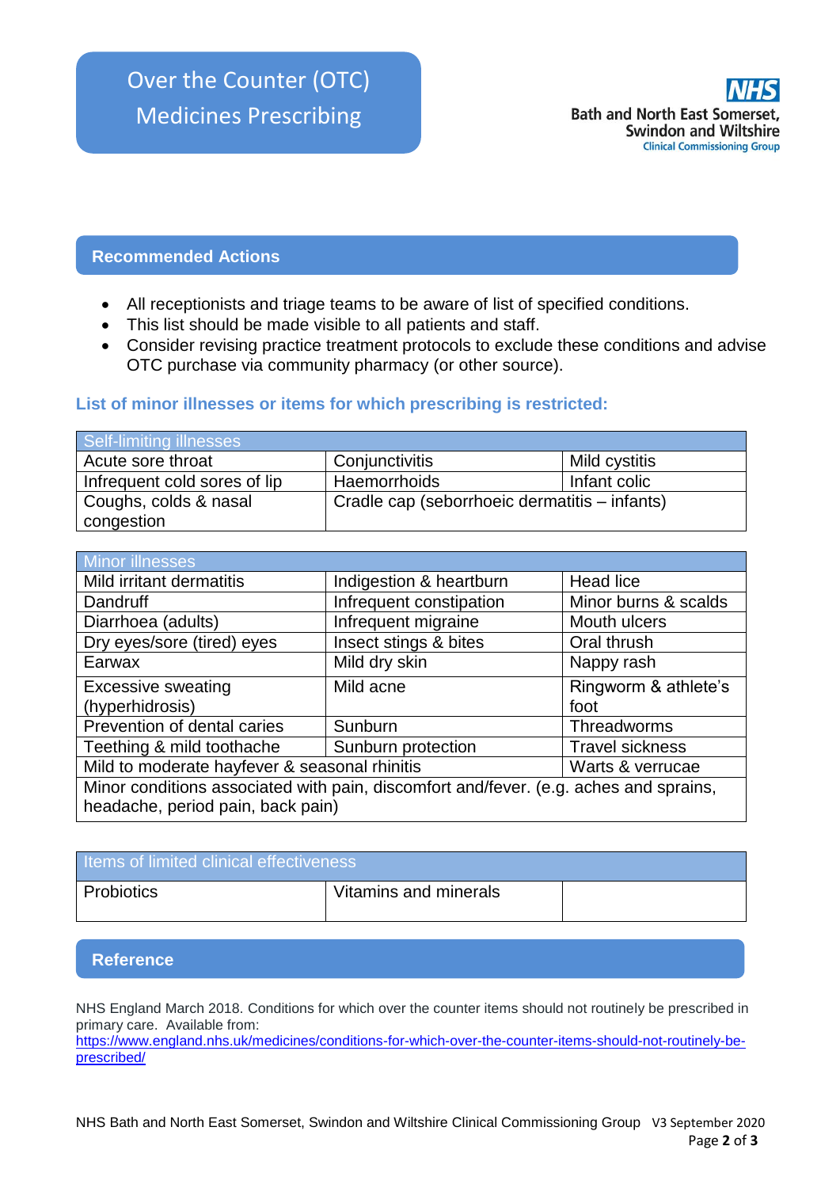# Over the Counter (OTC) Medicines Prescribing

NHS Bath and North East Somerset, Swindon and Wiltshire Clinical Commissioning Group

## Recommended Actions

- All receptionists and triage teams to be aware of list of specified conditions.
- This list should be made visible to all patients and staff.
- Consider revising practice treatment protocols to exclude these conditions and advise OTC purchase via community pharmacy (or other source).

### List of minor illnesses or items for which prescribing is restricted:

| Self-limiting illnesses | | |
|---|---|---|
| Acute sore throat | Conjunctivitis | Mild cystitis |
| Infrequent cold sores of lip | Haemorrhoids | Infant colic |
| Coughs, colds & nasal congestion | Cradle cap (seborrhoeic dermatitis – infants) | |

| Minor illnesses | | |
|---|---|---|
| Mild irritant dermatitis | Indigestion & heartburn | Head lice |
| Dandruff | Infrequent constipation | Minor burns & scalds |
| Diarrhoea (adults) | Infrequent migraine | Mouth ulcers |
| Dry eyes/sore (tired) eyes | Insect stings & bites | Oral thrush |
| Earwax | Mild dry skin | Nappy rash |
| Excessive sweating (hyperhidrosis) | Mild acne | Ringworm & athlete's foot |
| Prevention of dental caries | Sunburn | Threadworms |
| Teething & mild toothache | Sunburn protection | Travel sickness |
| Mild to moderate hayfever & seasonal rhinitis | | Warts & verrucae |
| Minor conditions associated with pain, discomfort and/fever. (e.g. aches and sprains, headache, period pain, back pain) | | |

| Items of limited clinical effectiveness | | |
|---|---|---|
| Probiotics | Vitamins and minerals | |

## Reference

NHS England March 2018. Conditions for which over the counter items should not routinely be prescribed in primary care. Available from:
https://www.england.nhs.uk/medicines/conditions-for-which-over-the-counter-items-should-not-routinely-be-prescribed/

NHS Bath and North East Somerset, Swindon and Wiltshire Clinical Commissioning Group V3 September 2020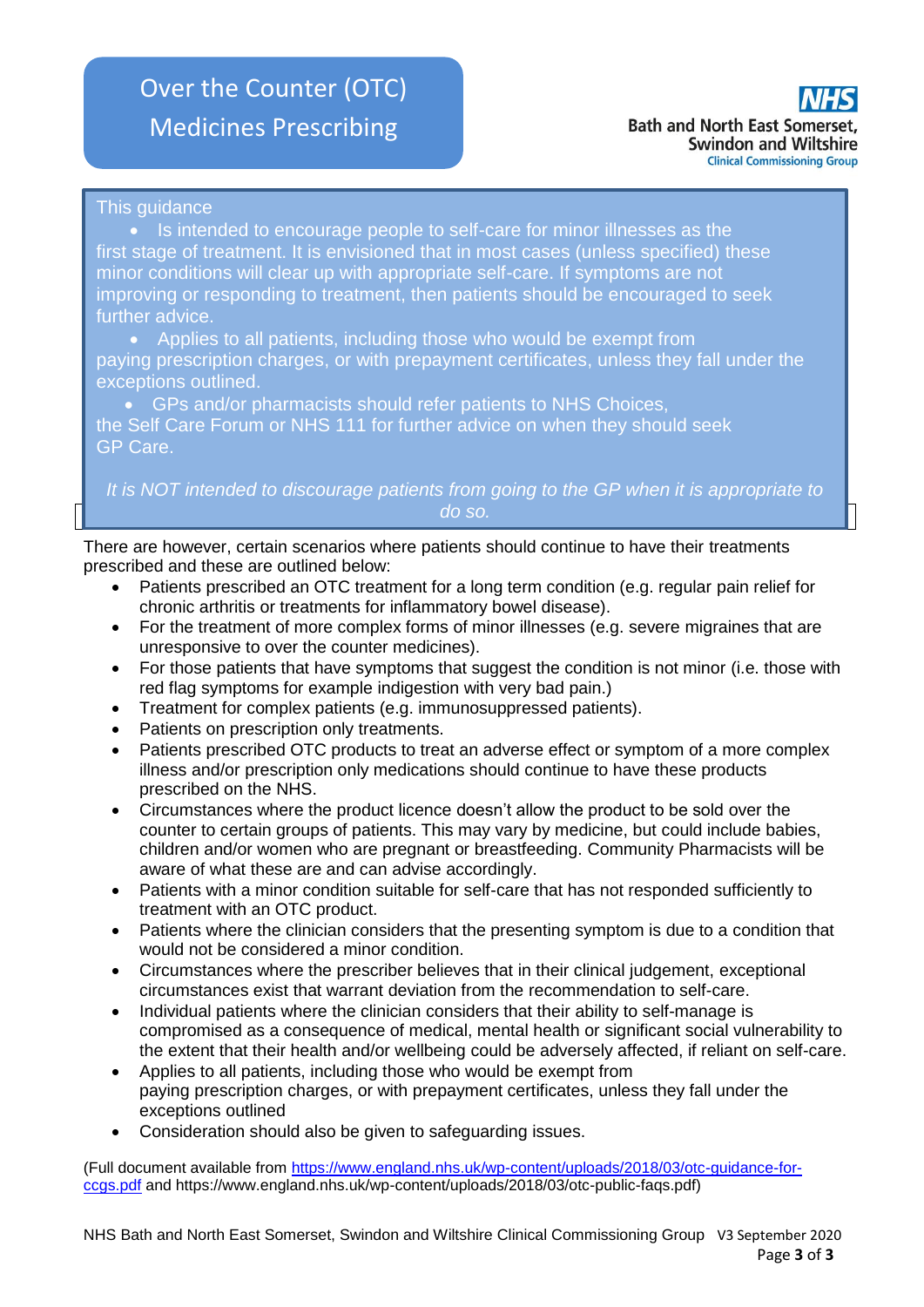# Over the Counter (OTC) Medicines Prescribing

NHS
Bath and North East Somerset, Swindon and Wiltshire
Clinical Commissioning Group

This guidance

- Is intended to encourage people to self-care for minor illnesses as the first stage of treatment. It is envisioned that in most cases (unless specified) these minor conditions will clear up with appropriate self-care. If symptoms are not improving or responding to treatment, then patients should be encouraged to seek further advice.
- Applies to all patients, including those who would be exempt from paying prescription charges, or with prepayment certificates, unless they fall under the exceptions outlined.
- GPs and/or pharmacists should refer patients to NHS Choices, the Self Care Forum or NHS 111 for further advice on when they should seek GP Care.

*It is NOT intended to discourage patients from going to the GP when it is appropriate to do so.*

There are however, certain scenarios where patients should continue to have their treatments prescribed and these are outlined below:

- Patients prescribed an OTC treatment for a long term condition (e.g. regular pain relief for chronic arthritis or treatments for inflammatory bowel disease).
- For the treatment of more complex forms of minor illnesses (e.g. severe migraines that are unresponsive to over the counter medicines).
- For those patients that have symptoms that suggest the condition is not minor (i.e. those with red flag symptoms for example indigestion with very bad pain.)
- Treatment for complex patients (e.g. immunosuppressed patients).
- Patients on prescription only treatments.
- Patients prescribed OTC products to treat an adverse effect or symptom of a more complex illness and/or prescription only medications should continue to have these products prescribed on the NHS.
- Circumstances where the product licence doesn't allow the product to be sold over the counter to certain groups of patients. This may vary by medicine, but could include babies, children and/or women who are pregnant or breastfeeding. Community Pharmacists will be aware of what these are and can advise accordingly.
- Patients with a minor condition suitable for self-care that has not responded sufficiently to treatment with an OTC product.
- Patients where the clinician considers that the presenting symptom is due to a condition that would not be considered a minor condition.
- Circumstances where the prescriber believes that in their clinical judgement, exceptional circumstances exist that warrant deviation from the recommendation to self-care.
- Individual patients where the clinician considers that their ability to self-manage is compromised as a consequence of medical, mental health or significant social vulnerability to the extent that their health and/or wellbeing could be adversely affected, if reliant on self-care.
- Applies to all patients, including those who would be exempt from paying prescription charges, or with prepayment certificates, unless they fall under the exceptions outlined
- Consideration should also be given to safeguarding issues.

(Full document available from https://www.england.nhs.uk/wp-content/uploads/2018/03/otc-guidance-for-ccgs.pdf and https://www.england.nhs.uk/wp-content/uploads/2018/03/otc-public-faqs.pdf)

NHS Bath and North East Somerset, Swindon and Wiltshire Clinical Commissioning Group V3 September 2020